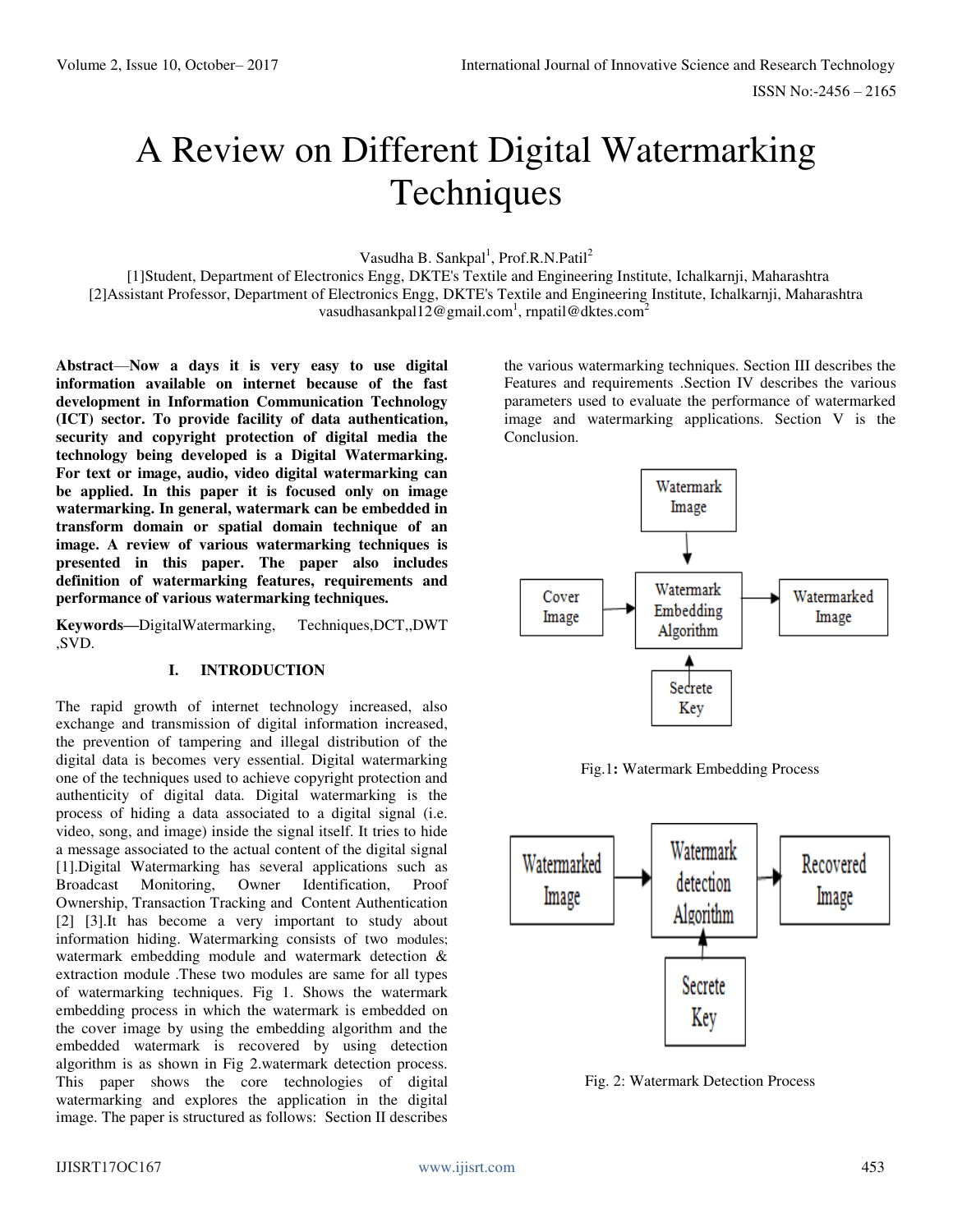# A Review on Different Digital Watermarking Techniques

Vasudha B. Sankpal[1], Prof.R.N.Patil[2]

[1]Student, Department of Electronics Engg, DKTE's Textile and Engineering Institute, Ichalkarnji, Maharashtra
[2]Assistant Professor, Department of Electronics Engg, DKTE's Textile and Engineering Institute, Ichalkarnji, Maharashtra
vasudhasankpal12@gmail.com[1], rnpatil@dktes.com[2]

**Abstract—Now a days it is very easy to use digital information available on internet because of the fast development in Information Communication Technology (ICT) sector. To provide facility of data authentication, security and copyright protection of digital media the technology being developed is a Digital Watermarking. For text or image, audio, video digital watermarking can be applied. In this paper it is focused only on image watermarking. In general, watermark can be embedded in transform domain or spatial domain technique of an image. A review of various watermarking techniques is presented in this paper. The paper also includes definition of watermarking features, requirements and performance of various watermarking techniques.**

**Keywords—**DigitalWatermarking, Techniques,DCT,,DWT ,SVD.

## I. INTRODUCTION

The rapid growth of internet technology increased, also exchange and transmission of digital information increased, the prevention of tampering and illegal distribution of the digital data is becomes very essential. Digital watermarking one of the techniques used to achieve copyright protection and authenticity of digital data. Digital watermarking is the process of hiding a data associated to a digital signal (i.e. video, song, and image) inside the signal itself. It tries to hide a message associated to the actual content of the digital signal [1].Digital Watermarking has several applications such as Broadcast Monitoring, Owner Identification, Proof Ownership, Transaction Tracking and Content Authentication [2] [3].It has become a very important to study about information hiding. Watermarking consists of two modules; watermark embedding module and watermark detection & extraction module .These two modules are same for all types of watermarking techniques. Fig 1. Shows the watermark embedding process in which the watermark is embedded on the cover image by using the embedding algorithm and the embedded watermark is recovered by using detection algorithm is as shown in Fig 2.watermark detection process. This paper shows the core technologies of digital watermarking and explores the application in the digital image. The paper is structured as follows: Section II describes the various watermarking techniques. Section III describes the Features and requirements .Section IV describes the various parameters used to evaluate the performance of watermarked image and watermarking applications. Section V is the Conclusion.

Watermark Image → Watermark Embedding Algorithm; Cover Image → Watermark Embedding Algorithm; Secrete Key → Watermark Embedding Algorithm; Watermark Embedding Algorithm → Watermarked Image

Fig.1**:** Watermark Embedding Process

Watermarked Image → Watermark detection Algorithm → Recovered Image; Secrete Key → Watermark detection Algorithm

Fig. 2: Watermark Detection Process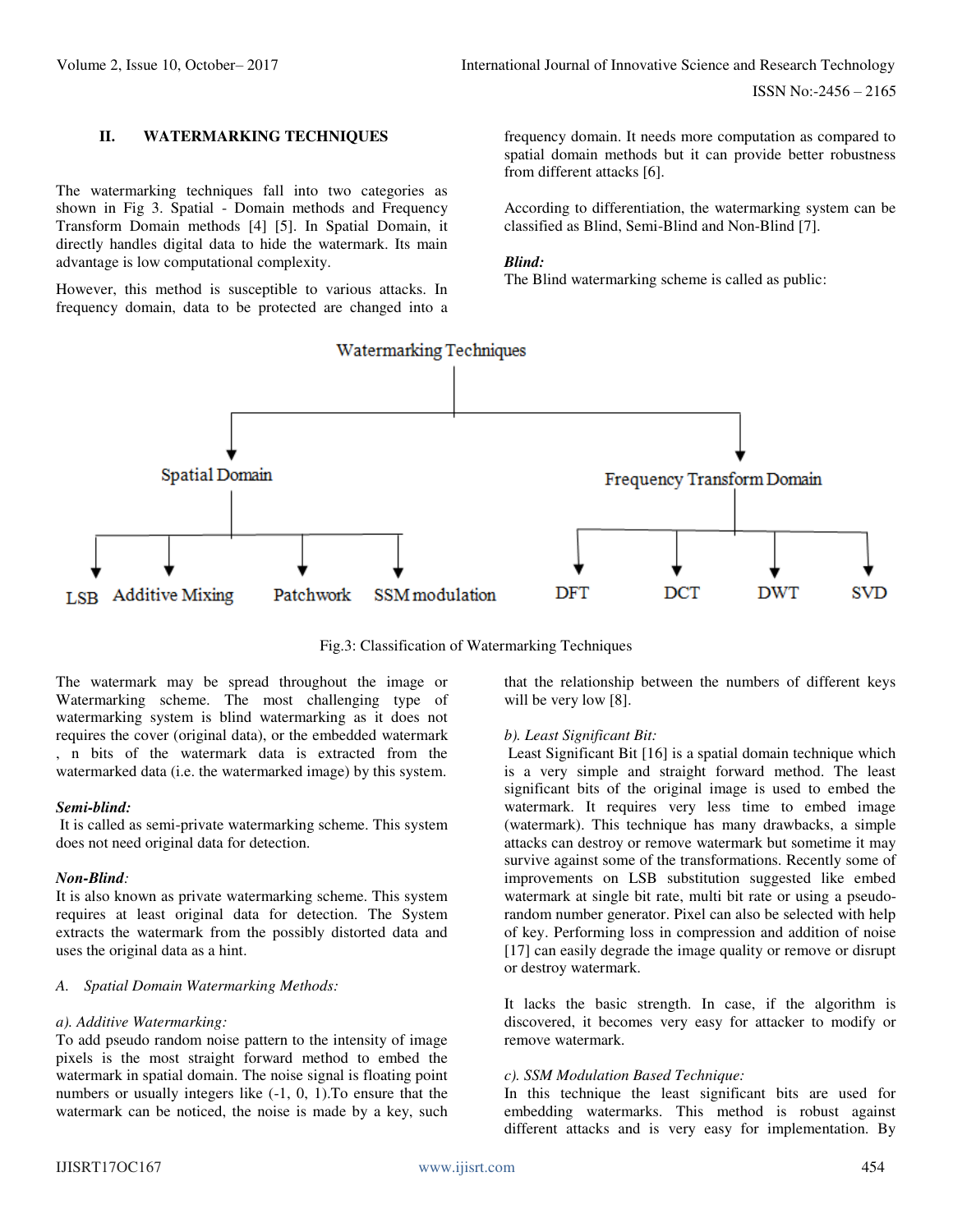## II. WATERMARKING TECHNIQUES

The watermarking techniques fall into two categories as shown in Fig 3. Spatial - Domain methods and Frequency Transform Domain methods [4] [5]. In Spatial Domain, it directly handles digital data to hide the watermark. Its main advantage is low computational complexity.

However, this method is susceptible to various attacks. In frequency domain, data to be protected are changed into a frequency domain. It needs more computation as compared to spatial domain methods but it can provide better robustness from different attacks [6].

According to differentiation, the watermarking system can be classified as Blind, Semi-Blind and Non-Blind [7].

***Blind:***
The Blind watermarking scheme is called as public:

Watermarking Techniques

- Spatial Domain
  - LSB
  - Additive Mixing
  - Patchwork
  - SSM modulation
- Frequency Transform Domain
  - DFT
  - DCT
  - DWT
  - SVD

Fig.3: Classification of Watermarking Techniques

The watermark may be spread throughout the image or Watermarking scheme. The most challenging type of watermarking system is blind watermarking as it does not requires the cover (original data), or the embedded watermark , n bits of the watermark data is extracted from the watermarked data (i.e. the watermarked image) by this system.

***Semi-blind:***
It is called as semi-private watermarking scheme. This system does not need original data for detection.

***Non-Blind:***
It is also known as private watermarking scheme. This system requires at least original data for detection. The System extracts the watermark from the possibly distorted data and uses the original data as a hint.

### *A. Spatial Domain Watermarking Methods:*

*a). Additive Watermarking:*
To add pseudo random noise pattern to the intensity of image pixels is the most straight forward method to embed the watermark in spatial domain. The noise signal is floating point numbers or usually integers like (-1, 0, 1).To ensure that the watermark can be noticed, the noise is made by a key, such that the relationship between the numbers of different keys will be very low [8].

*b). Least Significant Bit:*
Least Significant Bit [16] is a spatial domain technique which is a very simple and straight forward method. The least significant bits of the original image is used to embed the watermark. It requires very less time to embed image (watermark). This technique has many drawbacks, a simple attacks can destroy or remove watermark but sometime it may survive against some of the transformations. Recently some of improvements on LSB substitution suggested like embed watermark at single bit rate, multi bit rate or using a pseudo-random number generator. Pixel can also be selected with help of key. Performing loss in compression and addition of noise [17] can easily degrade the image quality or remove or disrupt or destroy watermark.

It lacks the basic strength. In case, if the algorithm is discovered, it becomes very easy for attacker to modify or remove watermark.

*c). SSM Modulation Based Technique:*
In this technique the least significant bits are used for embedding watermarks. This method is robust against different attacks and is very easy for implementation. By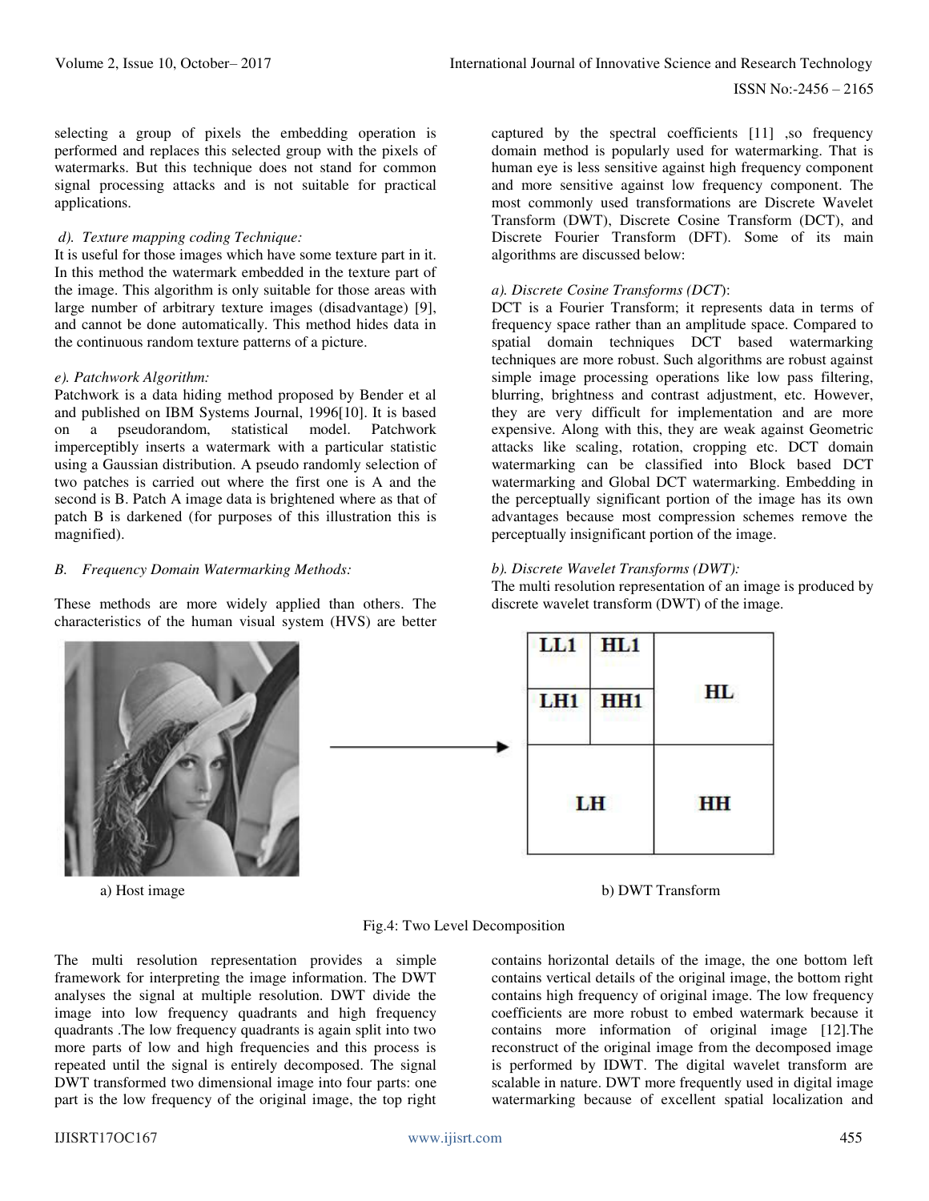selecting a group of pixels the embedding operation is performed and replaces this selected group with the pixels of watermarks. But this technique does not stand for common signal processing attacks and is not suitable for practical applications.

*d). Texture mapping coding Technique:*

It is useful for those images which have some texture part in it. In this method the watermark embedded in the texture part of the image. This algorithm is only suitable for those areas with large number of arbitrary texture images (disadvantage) [9], and cannot be done automatically. This method hides data in the continuous random texture patterns of a picture.

*e). Patchwork Algorithm:*

Patchwork is a data hiding method proposed by Bender et al and published on IBM Systems Journal, 1996[10]. It is based on a pseudorandom, statistical model. Patchwork imperceptibly inserts a watermark with a particular statistic using a Gaussian distribution. A pseudo randomly selection of two patches is carried out where the first one is A and the second is B. Patch A image data is brightened where as that of patch B is darkened (for purposes of this illustration this is magnified).

*B. Frequency Domain Watermarking Methods:*

These methods are more widely applied than others. The characteristics of the human visual system (HVS) are better captured by the spectral coefficients [11] ,so frequency domain method is popularly used for watermarking. That is human eye is less sensitive against high frequency component and more sensitive against low frequency component. The most commonly used transformations are Discrete Wavelet Transform (DWT), Discrete Cosine Transform (DCT), and Discrete Fourier Transform (DFT). Some of its main algorithms are discussed below:

*a). Discrete Cosine Transforms (DCT)*:

DCT is a Fourier Transform; it represents data in terms of frequency space rather than an amplitude space. Compared to spatial domain techniques DCT based watermarking techniques are more robust. Such algorithms are robust against simple image processing operations like low pass filtering, blurring, brightness and contrast adjustment, etc. However, they are very difficult for implementation and are more expensive. Along with this, they are weak against Geometric attacks like scaling, rotation, cropping etc. DCT domain watermarking can be classified into Block based DCT watermarking and Global DCT watermarking. Embedding in the perceptually significant portion of the image has its own advantages because most compression schemes remove the perceptually insignificant portion of the image.

*b). Discrete Wavelet Transforms (DWT):*

The multi resolution representation of an image is produced by discrete wavelet transform (DWT) of the image.

a) Host image

| LL1 | HL1 | HL |
|---|---|---|
| LH1 | HH1 | |
| LH | | HH |

b) DWT Transform

Fig.4: Two Level Decomposition

The multi resolution representation provides a simple framework for interpreting the image information. The DWT analyses the signal at multiple resolution. DWT divide the image into low frequency quadrants and high frequency quadrants .The low frequency quadrants is again split into two more parts of low and high frequencies and this process is repeated until the signal is entirely decomposed. The signal DWT transformed two dimensional image into four parts: one part is the low frequency of the original image, the top right contains horizontal details of the image, the one bottom left contains vertical details of the original image, the bottom right contains high frequency of original image. The low frequency coefficients are more robust to embed watermark because it contains more information of original image [12].The reconstruct of the original image from the decomposed image is performed by IDWT. The digital wavelet transform are scalable in nature. DWT more frequently used in digital image watermarking because of excellent spatial localization and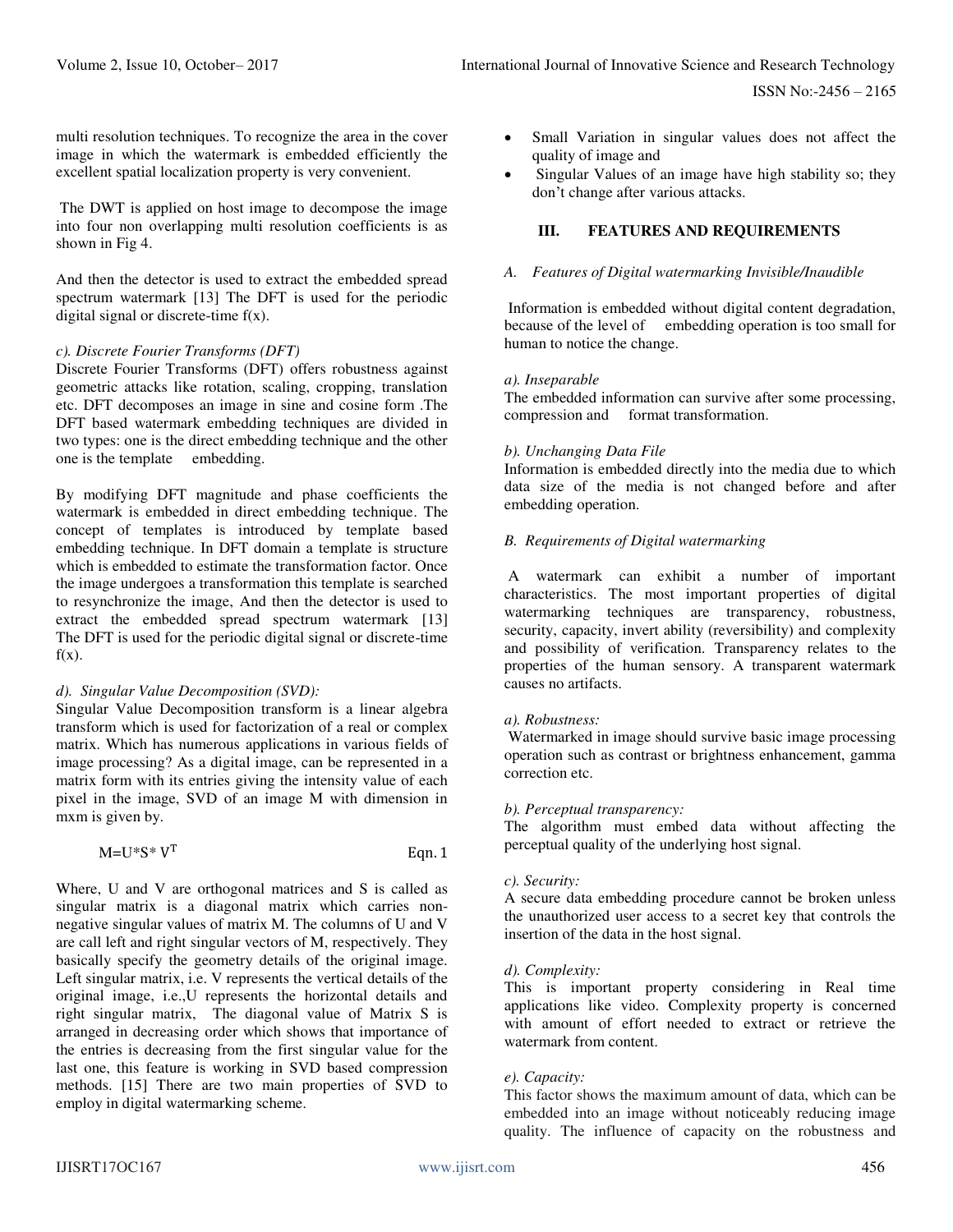multi resolution techniques. To recognize the area in the cover image in which the watermark is embedded efficiently the excellent spatial localization property is very convenient.

The DWT is applied on host image to decompose the image into four non overlapping multi resolution coefficients is as shown in Fig 4.

And then the detector is used to extract the embedded spread spectrum watermark [13] The DFT is used for the periodic digital signal or discrete-time f(x).

*c). Discrete Fourier Transforms (DFT)*

Discrete Fourier Transforms (DFT) offers robustness against geometric attacks like rotation, scaling, cropping, translation etc. DFT decomposes an image in sine and cosine form .The DFT based watermark embedding techniques are divided in two types: one is the direct embedding technique and the other one is the template embedding.

By modifying DFT magnitude and phase coefficients the watermark is embedded in direct embedding technique. The concept of templates is introduced by template based embedding technique. In DFT domain a template is structure which is embedded to estimate the transformation factor. Once the image undergoes a transformation this template is searched to resynchronize the image, And then the detector is used to extract the embedded spread spectrum watermark [13] The DFT is used for the periodic digital signal or discrete-time f(x).

*d). Singular Value Decomposition (SVD):*

Singular Value Decomposition transform is a linear algebra transform which is used for factorization of a real or complex matrix. Which has numerous applications in various fields of image processing? As a digital image, can be represented in a matrix form with its entries giving the intensity value of each pixel in the image, SVD of an image M with dimension in mxm is given by.

$$M = U * S * V^T \quad \text{Eqn. 1}$$

Where, U and V are orthogonal matrices and S is called as singular matrix is a diagonal matrix which carries non-negative singular values of matrix M. The columns of U and V are call left and right singular vectors of M, respectively. They basically specify the geometry details of the original image. Left singular matrix, i.e. V represents the vertical details of the original image, i.e.,U represents the horizontal details and right singular matrix, The diagonal value of Matrix S is arranged in decreasing order which shows that importance of the entries is decreasing from the first singular value for the last one, this feature is working in SVD based compression methods. [15] There are two main properties of SVD to employ in digital watermarking scheme.

- Small Variation in singular values does not affect the quality of image and
- Singular Values of an image have high stability so; they don't change after various attacks.

## III. FEATURES AND REQUIREMENTS

### *A. Features of Digital watermarking Invisible/Inaudible*

Information is embedded without digital content degradation, because of the level of embedding operation is too small for human to notice the change.

*a). Inseparable*

The embedded information can survive after some processing, compression and format transformation.

*b). Unchanging Data File*

Information is embedded directly into the media due to which data size of the media is not changed before and after embedding operation.

### *B. Requirements of Digital watermarking*

A watermark can exhibit a number of important characteristics. The most important properties of digital watermarking techniques are transparency, robustness, security, capacity, invert ability (reversibility) and complexity and possibility of verification. Transparency relates to the properties of the human sensory. A transparent watermark causes no artifacts.

*a). Robustness:*

Watermarked in image should survive basic image processing operation such as contrast or brightness enhancement, gamma correction etc.

*b). Perceptual transparency:*

The algorithm must embed data without affecting the perceptual quality of the underlying host signal.

*c). Security:*

A secure data embedding procedure cannot be broken unless the unauthorized user access to a secret key that controls the insertion of the data in the host signal.

*d). Complexity:*

This is important property considering in Real time applications like video. Complexity property is concerned with amount of effort needed to extract or retrieve the watermark from content.

*e). Capacity:*

This factor shows the maximum amount of data, which can be embedded into an image without noticeably reducing image quality. The influence of capacity on the robustness and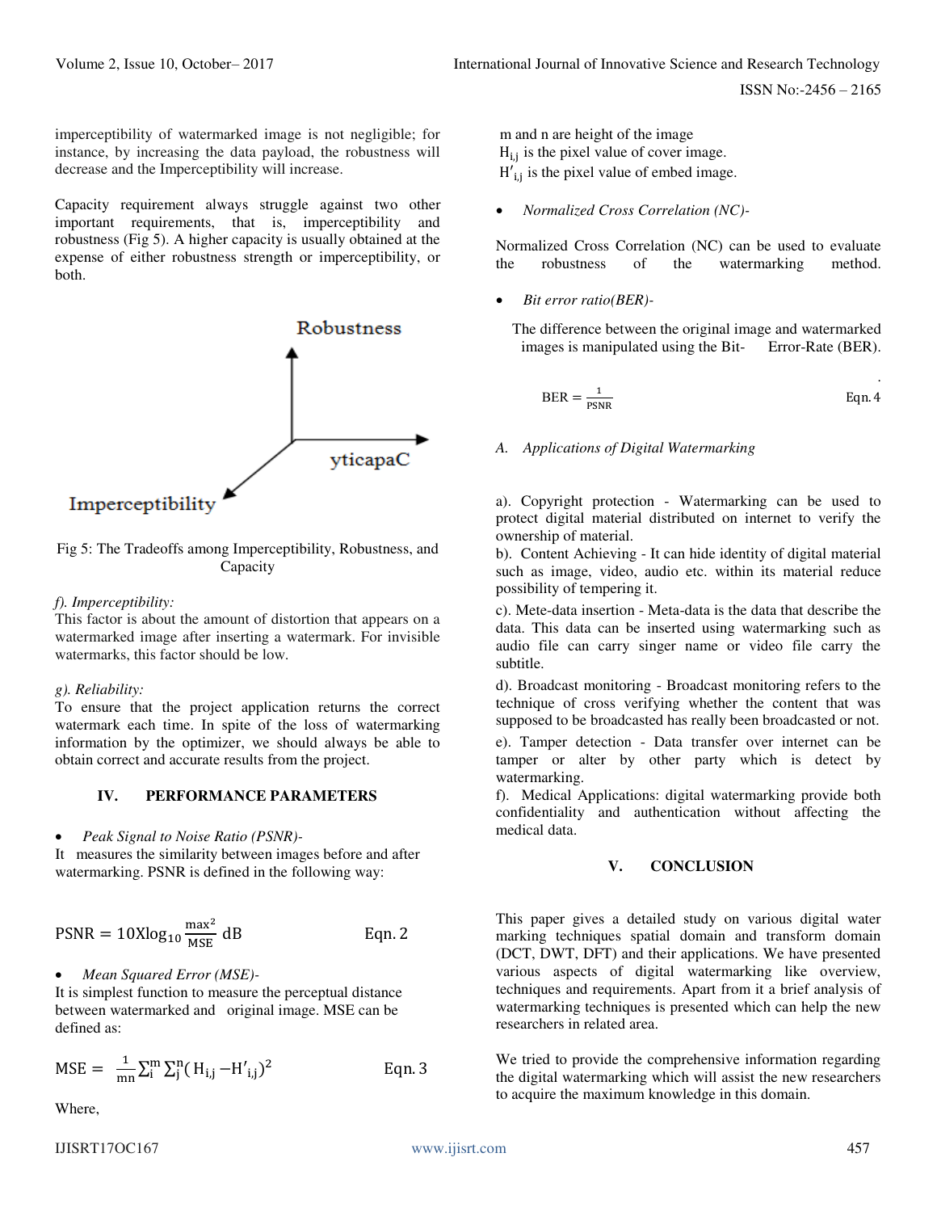imperceptibility of watermarked image is not negligible; for instance, by increasing the data payload, the robustness will decrease and the Imperceptibility will increase.

Capacity requirement always struggle against two other important requirements, that is, imperceptibility and robustness (Fig 5). A higher capacity is usually obtained at the expense of either robustness strength or imperceptibility, or both.

Fig 5: The Tradeoffs among Imperceptibility, Robustness, and Capacity

*f). Imperceptibility:*
This factor is about the amount of distortion that appears on a watermarked image after inserting a watermark. For invisible watermarks, this factor should be low.

*g). Reliability:*
To ensure that the project application returns the correct watermark each time. In spite of the loss of watermarking information by the optimizer, we should always be able to obtain correct and accurate results from the project.

## IV. PERFORMANCE PARAMETERS

- *Peak Signal to Noise Ratio (PSNR)-*

It measures the similarity between images before and after watermarking. PSNR is defined in the following way:

$$\text{PSNR} = 10\text{X}\log_{10}\frac{\max^2}{\text{MSE}}\ \text{dB} \qquad \text{Eqn. 2}$$

- *Mean Squared Error (MSE)-*

It is simplest function to measure the perceptual distance between watermarked and original image. MSE can be defined as:

$$\text{MSE} = \frac{1}{mn}\sum_{i}^{m}\sum_{j}^{n}(H_{i,j} - H'_{i,j})^2 \qquad \text{Eqn. 3}$$

Where,

m and n are height of the image
$H_{i,j}$ is the pixel value of cover image.
$H'_{i,j}$ is the pixel value of embed image.

- *Normalized Cross Correlation (NC)-*

Normalized Cross Correlation (NC) can be used to evaluate the robustness of the watermarking method.

- *Bit error ratio(BER)-*

The difference between the original image and watermarked images is manipulated using the Bit- Error-Rate (BER).

$$\text{BER} = \frac{1}{\text{PSNR}} \qquad \text{Eqn. 4}$$

### A. Applications of Digital Watermarking

a). Copyright protection - Watermarking can be used to protect digital material distributed on internet to verify the ownership of material.

b). Content Achieving - It can hide identity of digital material such as image, video, audio etc. within its material reduce possibility of tempering it.

c). Mete-data insertion - Meta-data is the data that describe the data. This data can be inserted using watermarking such as audio file can carry singer name or video file carry the subtitle.

d). Broadcast monitoring - Broadcast monitoring refers to the technique of cross verifying whether the content that was supposed to be broadcasted has really been broadcasted or not.

e). Tamper detection - Data transfer over internet can be tamper or alter by other party which is detect by watermarking.

f). Medical Applications: digital watermarking provide both confidentiality and authentication without affecting the medical data.

## V. CONCLUSION

This paper gives a detailed study on various digital water marking techniques spatial domain and transform domain (DCT, DWT, DFT) and their applications. We have presented various aspects of digital watermarking like overview, techniques and requirements. Apart from it a brief analysis of watermarking techniques is presented which can help the new researchers in related area.

We tried to provide the comprehensive information regarding the digital watermarking which will assist the new researchers to acquire the maximum knowledge in this domain.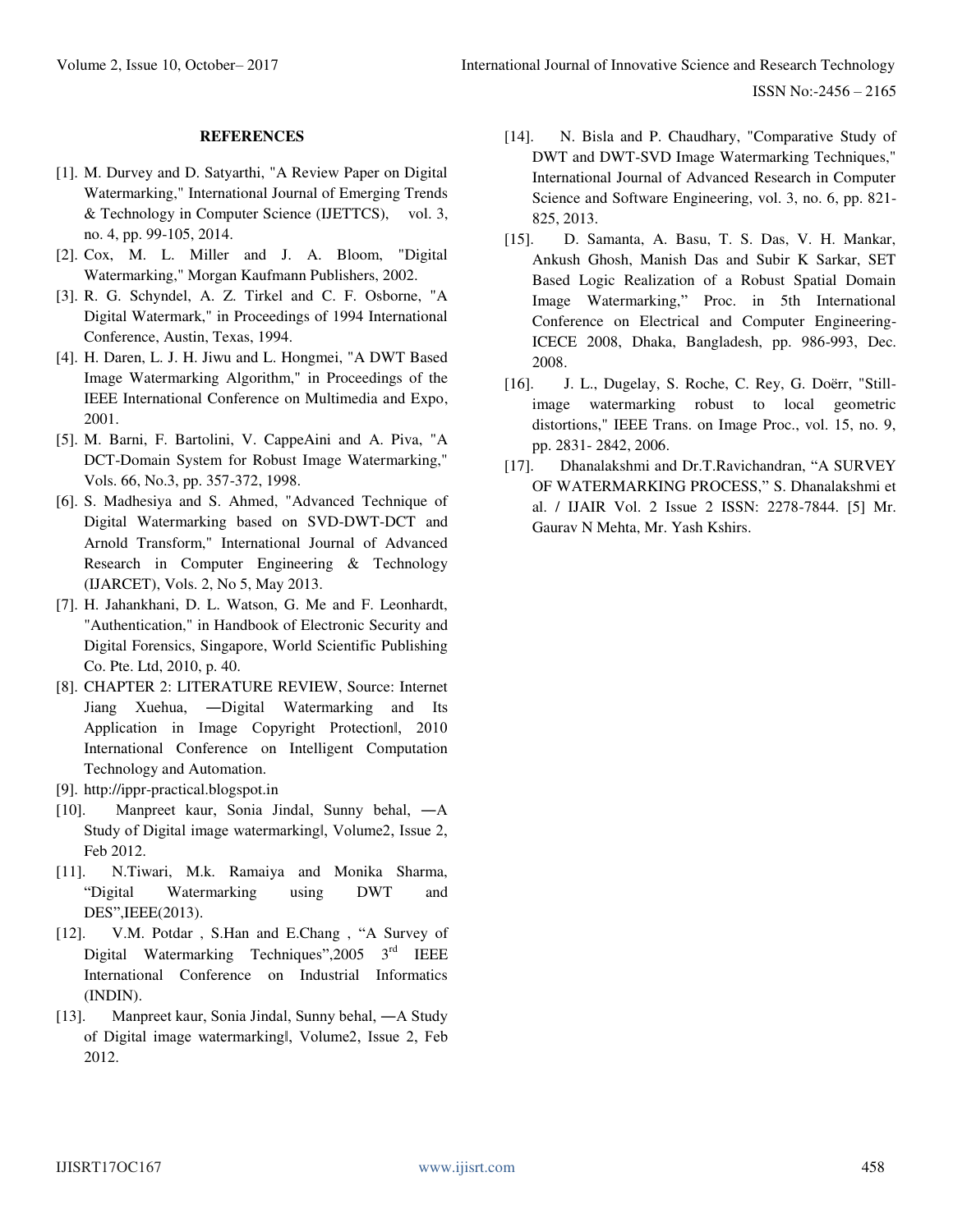## REFERENCES

[1]. M. Durvey and D. Satyarthi, "A Review Paper on Digital Watermarking," International Journal of Emerging Trends & Technology in Computer Science (IJETTCS), vol. 3, no. 4, pp. 99-105, 2014.

[2]. Cox, M. L. Miller and J. A. Bloom, "Digital Watermarking," Morgan Kaufmann Publishers, 2002.

[3]. R. G. Schyndel, A. Z. Tirkel and C. F. Osborne, "A Digital Watermark," in Proceedings of 1994 International Conference, Austin, Texas, 1994.

[4]. H. Daren, L. J. H. Jiwu and L. Hongmei, "A DWT Based Image Watermarking Algorithm," in Proceedings of the IEEE International Conference on Multimedia and Expo, 2001.

[5]. M. Barni, F. Bartolini, V. CappeAini and A. Piva, "A DCT-Domain System for Robust Image Watermarking," Vols. 66, No.3, pp. 357-372, 1998.

[6]. S. Madhesiya and S. Ahmed, "Advanced Technique of Digital Watermarking based on SVD-DWT-DCT and Arnold Transform," International Journal of Advanced Research in Computer Engineering & Technology (IJARCET), Vols. 2, No 5, May 2013.

[7]. H. Jahankhani, D. L. Watson, G. Me and F. Leonhardt, "Authentication," in Handbook of Electronic Security and Digital Forensics, Singapore, World Scientific Publishing Co. Pte. Ltd, 2010, p. 40.

[8]. CHAPTER 2: LITERATURE REVIEW, Source: Internet Jiang Xuehua, ―Digital Watermarking and Its Application in Image Copyright Protection‖, 2010 International Conference on Intelligent Computation Technology and Automation.

[9]. http://ippr-practical.blogspot.in

[10]. Manpreet kaur, Sonia Jindal, Sunny behal, ―A Study of Digital image watermarking‖, Volume2, Issue 2, Feb 2012.

[11]. N.Tiwari, M.k. Ramaiya and Monika Sharma, "Digital Watermarking using DWT and DES",IEEE(2013).

[12]. V.M. Potdar , S.Han and E.Chang , "A Survey of Digital Watermarking Techniques",2005 3rd IEEE International Conference on Industrial Informatics (INDIN).

[13]. Manpreet kaur, Sonia Jindal, Sunny behal, ―A Study of Digital image watermarking‖, Volume2, Issue 2, Feb 2012.

[14]. N. Bisla and P. Chaudhary, "Comparative Study of DWT and DWT-SVD Image Watermarking Techniques," International Journal of Advanced Research in Computer Science and Software Engineering, vol. 3, no. 6, pp. 821-825, 2013.

[15]. D. Samanta, A. Basu, T. S. Das, V. H. Mankar, Ankush Ghosh, Manish Das and Subir K Sarkar, SET Based Logic Realization of a Robust Spatial Domain Image Watermarking," Proc. in 5th International Conference on Electrical and Computer Engineering-ICECE 2008, Dhaka, Bangladesh, pp. 986-993, Dec. 2008.

[16]. J. L., Dugelay, S. Roche, C. Rey, G. Doërr, "Still-image watermarking robust to local geometric distortions," IEEE Trans. on Image Proc., vol. 15, no. 9, pp. 2831- 2842, 2006.

[17]. Dhanalakshmi and Dr.T.Ravichandran, "A SURVEY OF WATERMARKING PROCESS," S. Dhanalakshmi et al. / IJAIR Vol. 2 Issue 2 ISSN: 2278-7844. [5] Mr. Gaurav N Mehta, Mr. Yash Kshirs.